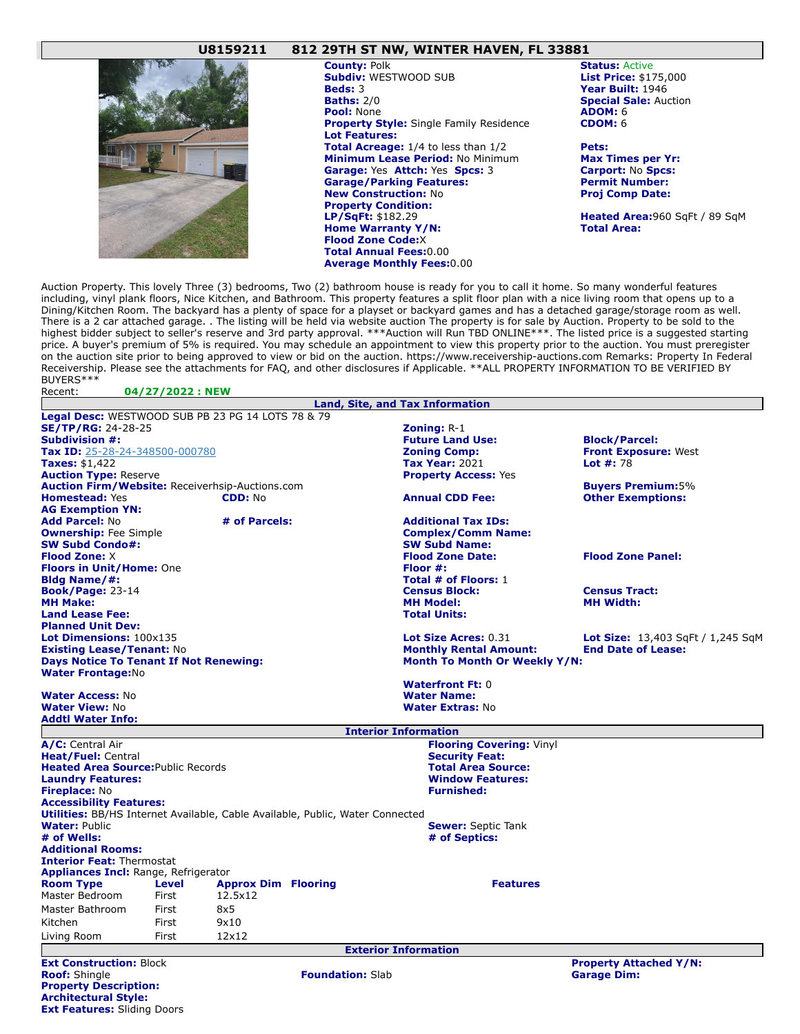## U8159211 812 29TH ST NW, WINTER HAVEN, FL 33881

**County:** Polk
**Subdiv:** WESTWOOD SUB
**Beds:** 3
**Baths:** 2/0
**Pool:** None
**Property Style:** Single Family Residence
**Lot Features:**
**Total Acreage:** 1/4 to less than 1/2
**Minimum Lease Period:** No Minimum
**Garage:** Yes **Attch:** Yes **Spcs:** 3
**Garage/Parking Features:**
**New Construction:** No
**Property Condition:**
**LP/SqFt:** $182.29
**Home Warranty Y/N:**
**Flood Zone Code:** X
**Total Annual Fees:** 0.00
**Average Monthly Fees:** 0.00

**Status:** Active
**List Price:** $175,000
**Year Built:** 1946
**Special Sale:** Auction
**ADOM:** 6
**CDOM:** 6

**Pets:**
**Max Times per Yr:**
**Carport:** No **Spcs:**
**Permit Number:**
**Proj Comp Date:**

**Heated Area:** 960 SqFt / 89 SqM
**Total Area:**

Auction Property. This lovely Three (3) bedrooms, Two (2) bathroom house is ready for you to call it home. So many wonderful features including, vinyl plank floors, Nice Kitchen, and Bathroom. This property features a split floor plan with a nice living room that opens up to a Dining/Kitchen Room. The backyard has a plenty of space for a playset or backyard games and has a detached garage/storage room as well. There is a 2 car attached garage. . The listing will be held via website auction The property is for sale by Auction. Property to be sold to the highest bidder subject to seller's reserve and 3rd party approval. ***Auction will Run TBD ONLINE***. The listed price is a suggested starting price. A buyer's premium of 5% is required. You may schedule an appointment to view this property prior to the auction. You must preregister on the auction site prior to being approved to view or bid on the auction. https://www.receivership-auctions.com Remarks: Property In Federal Receivership. Please see the attachments for FAQ, and other disclosures if Applicable. **ALL PROPERTY INFORMATION TO BE VERIFIED BY BUYERS***

Recent: **04/27/2022 : NEW**

### Land, Site, and Tax Information

**Legal Desc:** WESTWOOD SUB PB 23 PG 14 LOTS 78 & 79
**SE/TP/RG:** 24-28-25
**Subdivision #:**
**Tax ID:** 25-28-24-348500-000780
**Taxes:** $1,422
**Auction Type:** Reserve
**Auction Firm/Website:** Receiverhsip-Auctions.com
**Homestead:** Yes **CDD:** No
**AG Exemption YN:**
**Add Parcel:** No **# of Parcels:**
**Ownership:** Fee Simple
**SW Subd Condo#:**
**Flood Zone:** X
**Floors in Unit/Home:** One
**Bldg Name/#:**
**Book/Page:** 23-14
**MH Make:**
**Land Lease Fee:**
**Planned Unit Dev:**
**Lot Dimensions:** 100x135
**Existing Lease/Tenant:** No
**Days Notice To Tenant If Not Renewing:**
**Water Frontage:** No
**Water Access:** No
**Water View:** No
**Addtl Water Info:**

**Zoning:** R-1
**Future Land Use:**
**Zoning Comp:**
**Tax Year:** 2021
**Property Access:** Yes
**Annual CDD Fee:**
**Additional Tax IDs:**
**Complex/Comm Name:**
**SW Subd Name:**
**Flood Zone Date:**
**Floor #:**
**Total # of Floors:** 1
**Census Block:**
**MH Model:**
**Total Units:**
**Lot Size Acres:** 0.31
**Monthly Rental Amount:**
**Month To Month Or Weekly Y/N:**
**Waterfront Ft:** 0
**Water Name:**
**Water Extras:** No

**Block/Parcel:**
**Front Exposure:** West
**Lot #:** 78
**Buyers Premium:** 5%
**Other Exemptions:**
**Flood Zone Panel:**
**Census Tract:**
**MH Width:**
**Lot Size:** 13,403 SqFt / 1,245 SqM
**End Date of Lease:**

### Interior Information

**A/C:** Central Air
**Heat/Fuel:** Central
**Heated Area Source:** Public Records
**Laundry Features:**
**Fireplace:** No
**Accessibility Features:**
**Utilities:** BB/HS Internet Available, Cable Available, Public, Water Connected
**Water:** Public
**# of Wells:**
**Additional Rooms:**
**Interior Feat:** Thermostat
**Appliances Incl:** Range, Refrigerator

**Flooring Covering:** Vinyl
**Security Feat:**
**Total Area Source:**
**Window Features:**
**Furnished:**
**Sewer:** Septic Tank
**# of Septics:**

| Room Type | Level | Approx Dim | Flooring | Features |
|---|---|---|---|---|
| Master Bedroom | First | 12.5x12 | | |
| Master Bathroom | First | 8x5 | | |
| Kitchen | First | 9x10 | | |
| Living Room | First | 12x12 | | |

### Exterior Information

**Ext Construction:** Block
**Roof:** Shingle **Foundation:** Slab
**Property Description:**
**Architectural Style:**
**Ext Features:** Sliding Doors

**Property Attached Y/N:**
**Garage Dim:**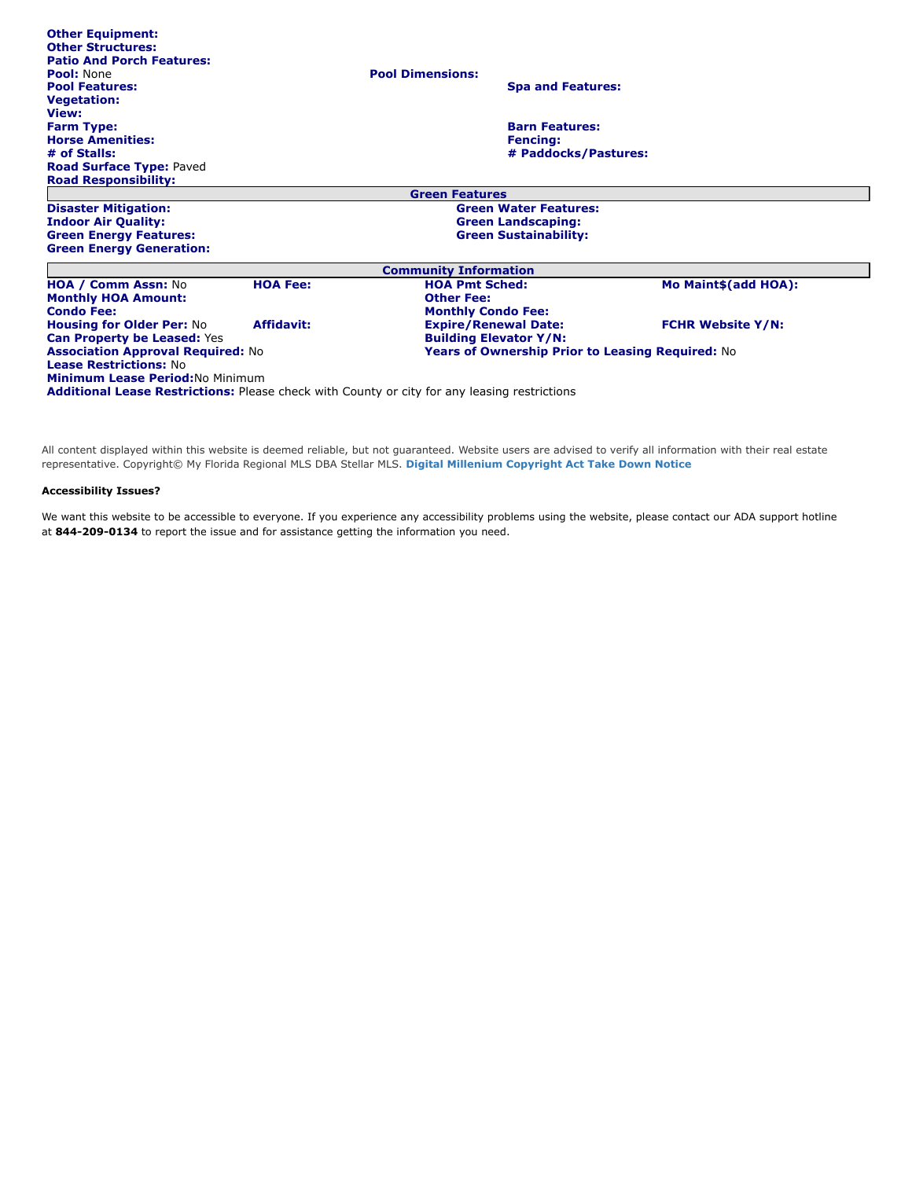**Other Equipment:**
**Other Structures:**
**Patio And Porch Features:**
**Pool:** None
**Pool Dimensions:**
**Pool Features:**
**Spa and Features:**
**Vegetation:**
**View:**
**Farm Type:**
**Barn Features:**
**Horse Amenities:**
**Fencing:**
**# of Stalls:**
**# Paddocks/Pastures:**
**Road Surface Type:** Paved
**Road Responsibility:**

## Green Features

**Disaster Mitigation:**
**Green Water Features:**
**Indoor Air Quality:**
**Green Landscaping:**
**Green Energy Features:**
**Green Sustainability:**
**Green Energy Generation:**

## Community Information

**HOA / Comm Assn:** No
**HOA Fee:**
**HOA Pmt Sched:**
**Mo Maint$(add HOA):**
**Monthly HOA Amount:**
**Other Fee:**
**Condo Fee:**
**Monthly Condo Fee:**
**Housing for Older Per:** No
**Affidavit:**
**Expire/Renewal Date:**
**FCHR Website Y/N:**
**Can Property be Leased:** Yes
**Building Elevator Y/N:**
**Association Approval Required:** No
**Years of Ownership Prior to Leasing Required:** No
**Lease Restrictions:** No
**Minimum Lease Period:** No Minimum
**Additional Lease Restrictions:** Please check with County or city for any leasing restrictions

All content displayed within this website is deemed reliable, but not guaranteed. Website users are advised to verify all information with their real estate representative. Copyright© My Florida Regional MLS DBA Stellar MLS. **Digital Millenium Copyright Act Take Down Notice**

**Accessibility Issues?**

We want this website to be accessible to everyone. If you experience any accessibility problems using the website, please contact our ADA support hotline at **844-209-0134** to report the issue and for assistance getting the information you need.